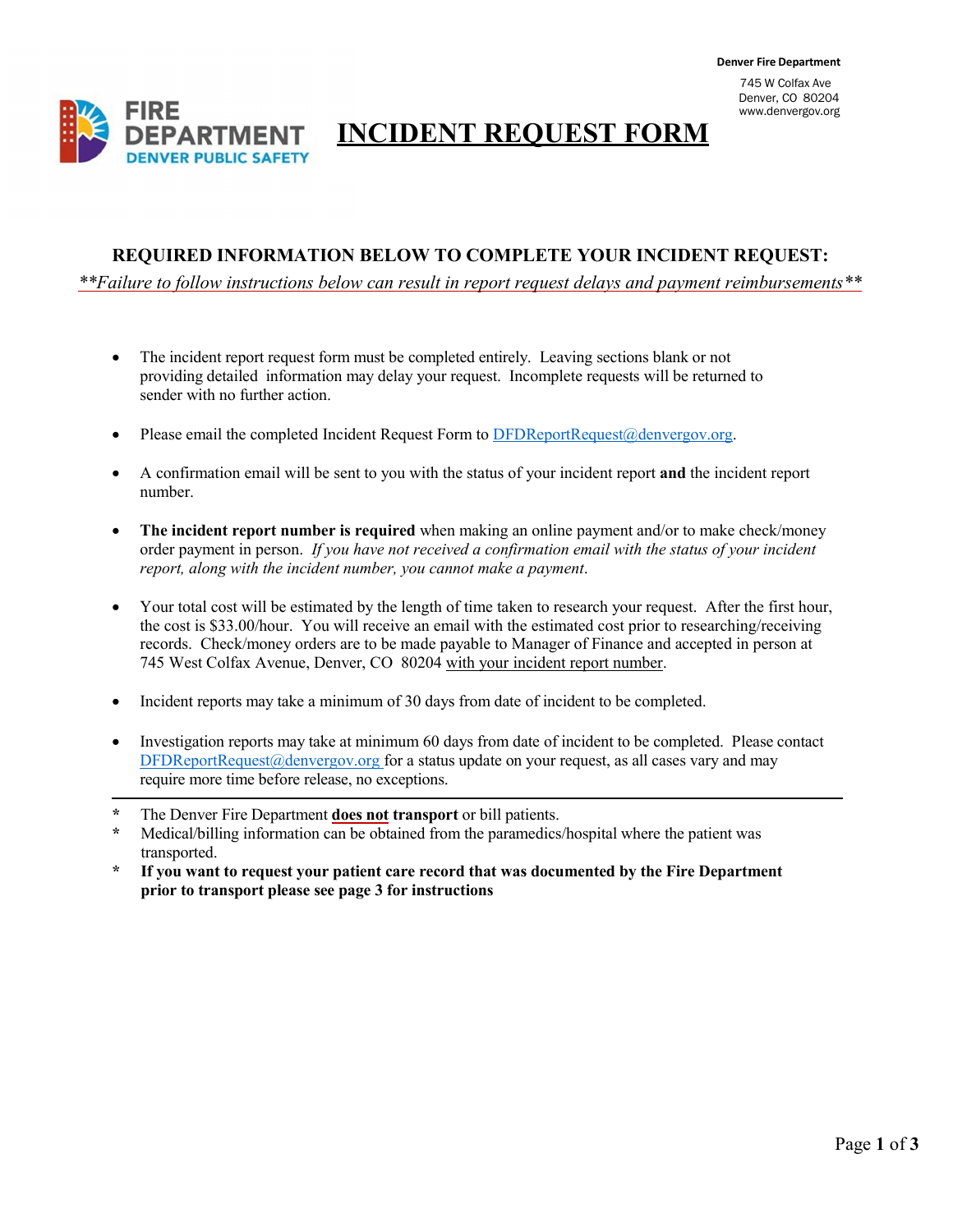Denver Fire Department

745 W Colfax Ave
Denver, CO 80204
www.denvergov.org

FIRE DEPARTMENT
DENVER PUBLIC SAFETY

# INCIDENT REQUEST FORM

## REQUIRED INFORMATION BELOW TO COMPLETE YOUR INCIDENT REQUEST:

*\*\*Failure to follow instructions below can result in report request delays and payment reimbursements\*\**

- The incident report request form must be completed entirely. Leaving sections blank or not providing detailed information may delay your request. Incomplete requests will be returned to sender with no further action.
- Please email the completed Incident Request Form to DFDReportRequest@denvergov.org.
- A confirmation email will be sent to you with the status of your incident report **and** the incident report number.
- **The incident report number is required** when making an online payment and/or to make check/money order payment in person. *If you have not received a confirmation email with the status of your incident report, along with the incident number, you cannot make a payment*.
- Your total cost will be estimated by the length of time taken to research your request. After the first hour, the cost is $33.00/hour. You will receive an email with the estimated cost prior to researching/receiving records. Check/money orders are to be made payable to Manager of Finance and accepted in person at 745 West Colfax Avenue, Denver, CO 80204 with your incident report number.
- Incident reports may take a minimum of 30 days from date of incident to be completed.
- Investigation reports may take at minimum 60 days from date of incident to be completed. Please contact DFDReportRequest@denvergov.org for a status update on your request, as all cases vary and may require more time before release, no exceptions.

---

\* The Denver Fire Department **does not transport** or bill patients.

\* Medical/billing information can be obtained from the paramedics/hospital where the patient was transported.

\* **If you want to request your patient care record that was documented by the Fire Department prior to transport please see page 3 for instructions**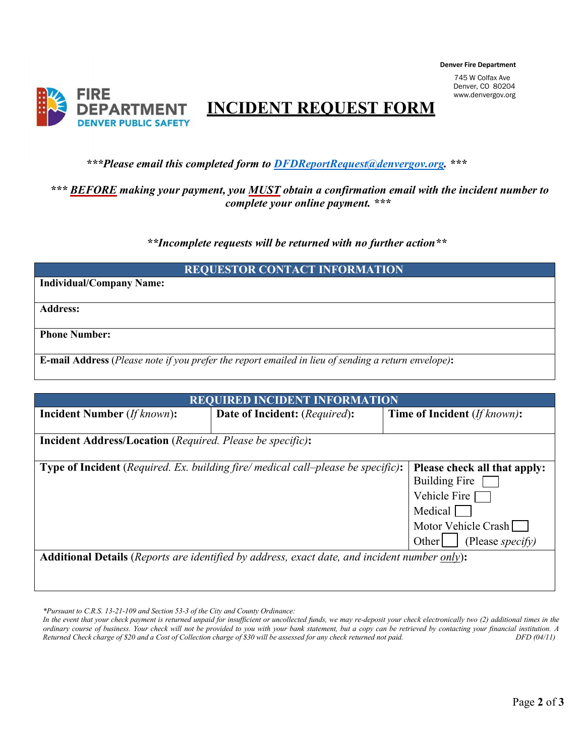**Denver Fire Department**

745 W Colfax Ave
Denver, CO 80204
www.denvergov.org

FIRE DEPARTMENT
DENVER PUBLIC SAFETY

# INCIDENT REQUEST FORM

***\*\*\*Please email this completed form to [DFDReportRequest@denvergov.org](mailto:DFDReportRequest@denvergov.org). \*\*\****

***\*\*\* BEFORE making your payment, you MUST obtain a confirmation email with the incident number to complete your online payment. \*\*\****

***\*\*Incomplete requests will be returned with no further action\*\****

| REQUESTOR CONTACT INFORMATION |
|---|
| **Individual/Company Name:** |
| **Address:** |
| **Phone Number:** |
| **E-mail Address** (*Please note if you prefer the report emailed in lieu of sending a return envelope)*: |

| REQUIRED INCIDENT INFORMATION | | |
|---|---|---|
| **Incident Number** (*If known*): | **Date of Incident:** (*Required*): | **Time of Incident** (*If known)*: |
| **Incident Address/Location** (*Required. Please be specific)*: | | |
| **Type of Incident** (*Required. Ex. building fire/ medical call–please be specific)*: | | **Please check all that apply:**<br>Building Fire ☐<br>Vehicle Fire ☐<br>Medical ☐<br>Motor Vehicle Crash ☐<br>Other ☐ (Please *specify)* |
| **Additional Details** (*Reports are identified by address, exact date, and incident number only*): | | |

*\*Pursuant to C.R.S. 13-21-109 and Section 53-3 of the City and County Ordinance:*
*In the event that your check payment is returned unpaid for insufficient or uncollected funds, we may re-deposit your check electronically two (2) additional times in the ordinary course of business. Your check will not be provided to you with your bank statement, but a copy can be retrieved by contacting your financial institution. A Returned Check charge of $20 and a Cost of Collection charge of $30 will be assessed for any check returned not paid.* *DFD (04/11)*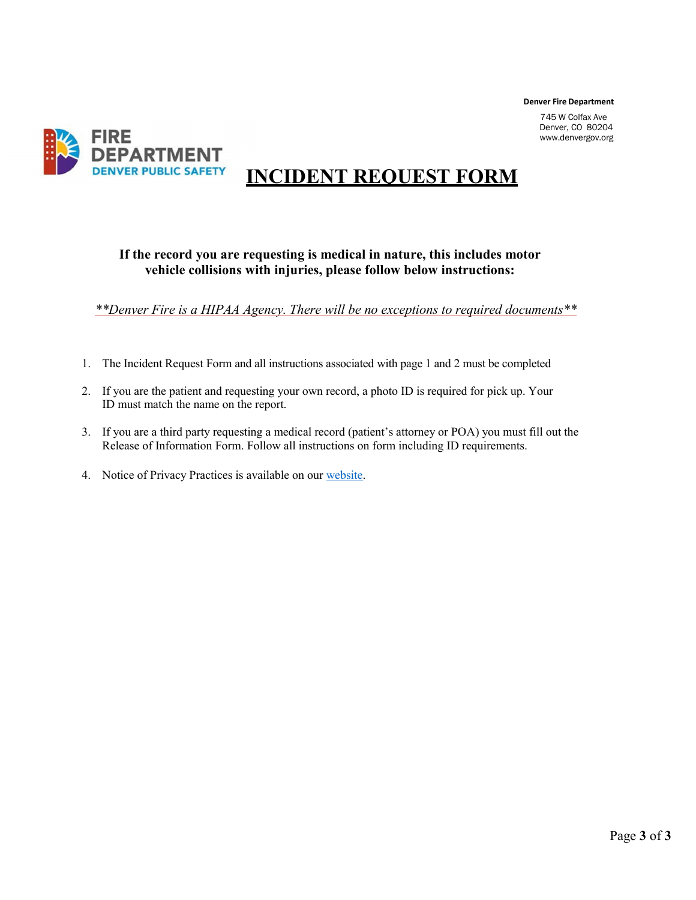**Denver Fire Department**

745 W Colfax Ave
Denver, CO 80204
www.denvergov.org

FIRE DEPARTMENT
DENVER PUBLIC SAFETY

# INCIDENT REQUEST FORM

**If the record you are requesting is medical in nature, this includes motor vehicle collisions with injuries, please follow below instructions:**

*\*\*Denver Fire is a HIPAA Agency. There will be no exceptions to required documents\*\**

1. The Incident Request Form and all instructions associated with page 1 and 2 must be completed
2. If you are the patient and requesting your own record, a photo ID is required for pick up. Your ID must match the name on the report.
3. If you are a third party requesting a medical record (patient's attorney or POA) you must fill out the Release of Information Form. Follow all instructions on form including ID requirements.
4. Notice of Privacy Practices is available on our website.